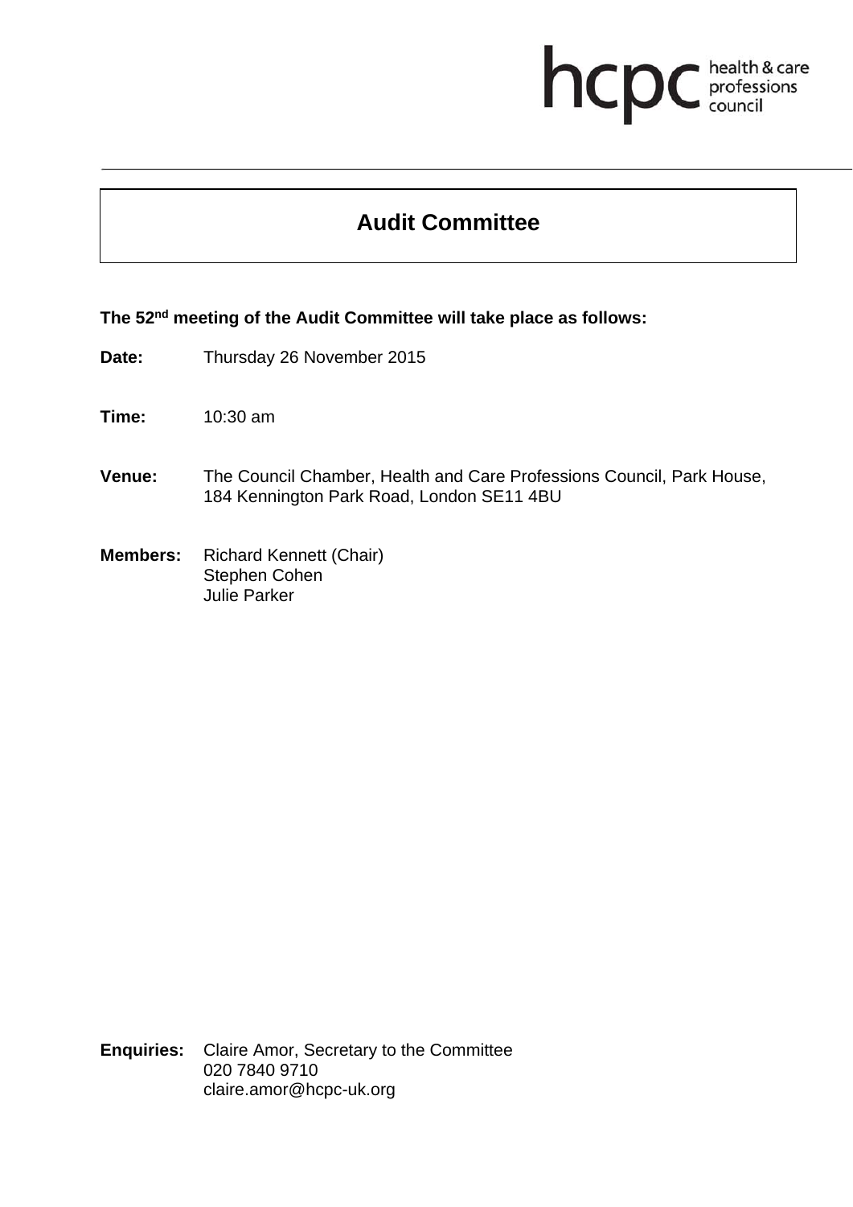hcpc health & care professions council

# Audit Committee

**The 52nd meeting of the Audit Committee will take place as follows:**

**Date:** Thursday 26 November 2015

**Time:** 10:30 am

**Venue:** The Council Chamber, Health and Care Professions Council, Park House, 184 Kennington Park Road, London SE11 4BU

**Members:** Richard Kennett (Chair)
Stephen Cohen
Julie Parker

**Enquiries:** Claire Amor, Secretary to the Committee
020 7840 9710
claire.amor@hcpc-uk.org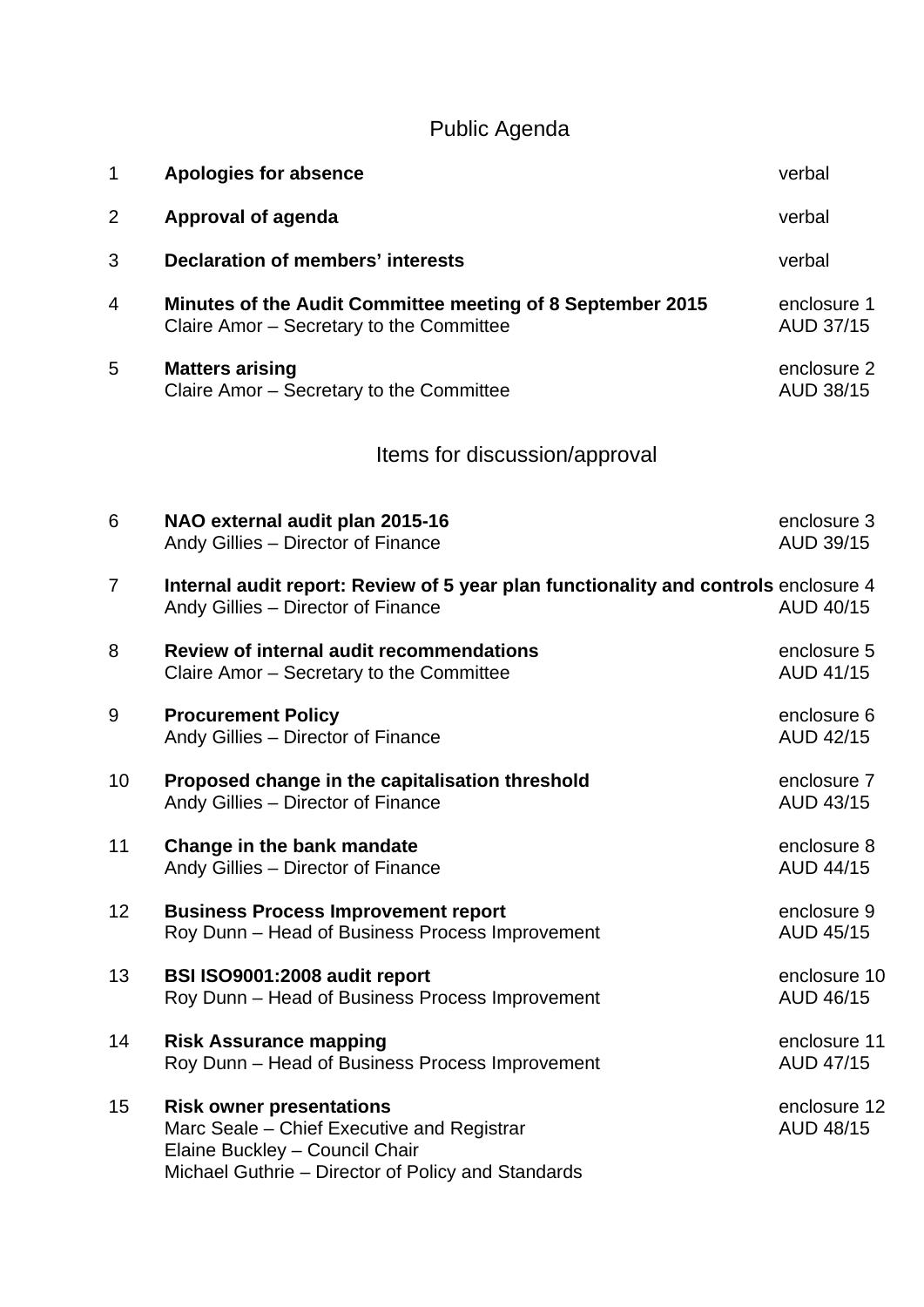## Public Agenda

| | | |
|---|---|---|
| 1 | **Apologies for absence** | verbal |
| 2 | **Approval of agenda** | verbal |
| 3 | **Declaration of members' interests** | verbal |
| 4 | **Minutes of the Audit Committee meeting of 8 September 2015**<br>Claire Amor – Secretary to the Committee | enclosure 1<br>AUD 37/15 |
| 5 | **Matters arising**<br>Claire Amor – Secretary to the Committee | enclosure 2<br>AUD 38/15 |

## Items for discussion/approval

| | | |
|---|---|---|
| 6 | **NAO external audit plan 2015-16**<br>Andy Gillies – Director of Finance | enclosure 3<br>AUD 39/15 |
| 7 | **Internal audit report: Review of 5 year plan functionality and controls**<br>Andy Gillies – Director of Finance | enclosure 4<br>AUD 40/15 |
| 8 | **Review of internal audit recommendations**<br>Claire Amor – Secretary to the Committee | enclosure 5<br>AUD 41/15 |
| 9 | **Procurement Policy**<br>Andy Gillies – Director of Finance | enclosure 6<br>AUD 42/15 |
| 10 | **Proposed change in the capitalisation threshold**<br>Andy Gillies – Director of Finance | enclosure 7<br>AUD 43/15 |
| 11 | **Change in the bank mandate**<br>Andy Gillies – Director of Finance | enclosure 8<br>AUD 44/15 |
| 12 | **Business Process Improvement report**<br>Roy Dunn – Head of Business Process Improvement | enclosure 9<br>AUD 45/15 |
| 13 | **BSI ISO9001:2008 audit report**<br>Roy Dunn – Head of Business Process Improvement | enclosure 10<br>AUD 46/15 |
| 14 | **Risk Assurance mapping**<br>Roy Dunn – Head of Business Process Improvement | enclosure 11<br>AUD 47/15 |
| 15 | **Risk owner presentations**<br>Marc Seale – Chief Executive and Registrar<br>Elaine Buckley – Council Chair<br>Michael Guthrie – Director of Policy and Standards | enclosure 12<br>AUD 48/15 |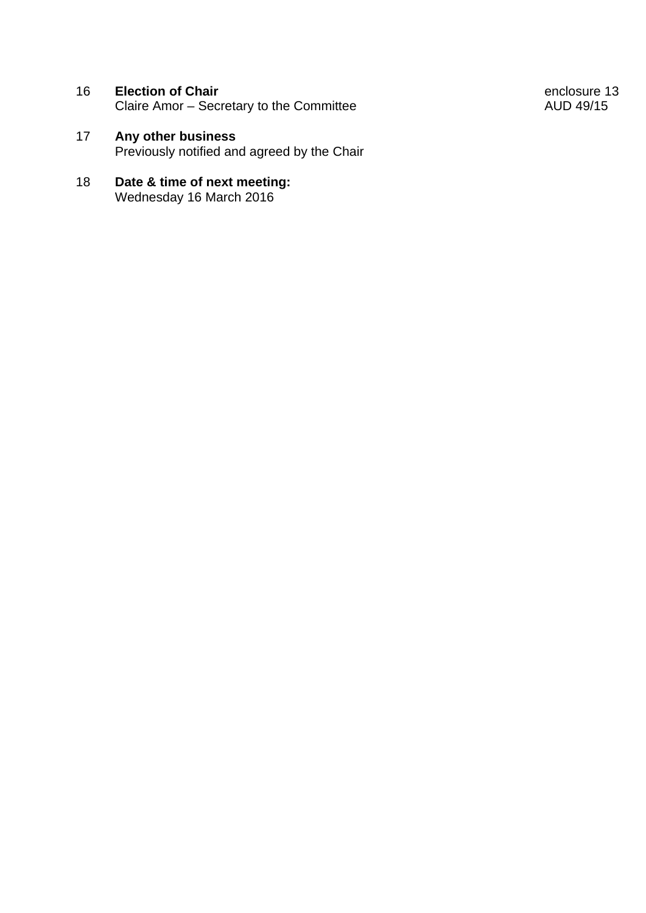16 **Election of Chair** enclosure 13
Claire Amor – Secretary to the Committee AUD 49/15

17 **Any other business**
Previously notified and agreed by the Chair

18 **Date & time of next meeting:**
Wednesday 16 March 2016